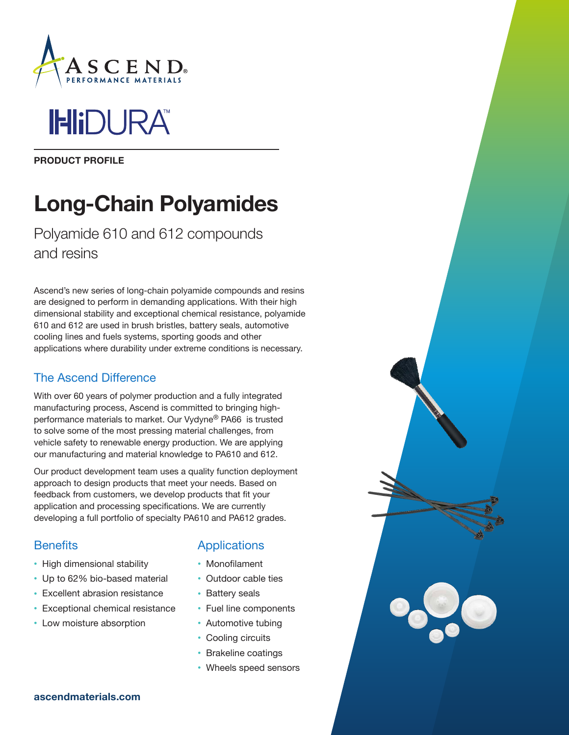ASCEND PERFORMANCE MATERIALS

HiDURA™

**PRODUCT PROFILE**

# Long-Chain Polyamides

Polyamide 610 and 612 compounds and resins

Ascend's new series of long-chain polyamide compounds and resins are designed to perform in demanding applications. With their high dimensional stability and exceptional chemical resistance, polyamide 610 and 612 are used in brush bristles, battery seals, automotive cooling lines and fuels systems, sporting goods and other applications where durability under extreme conditions is necessary.

## The Ascend Difference

With over 60 years of polymer production and a fully integrated manufacturing process, Ascend is committed to bringing high-performance materials to market. Our Vydyne® PA66 is trusted to solve some of the most pressing material challenges, from vehicle safety to renewable energy production. We are applying our manufacturing and material knowledge to PA610 and 612.

Our product development team uses a quality function deployment approach to design products that meet your needs. Based on feedback from customers, we develop products that fit your application and processing specifications. We are currently developing a full portfolio of specialty PA610 and PA612 grades.

## Benefits

- High dimensional stability
- Up to 62% bio-based material
- Excellent abrasion resistance
- Exceptional chemical resistance
- Low moisture absorption

## Applications

- Monofilament
- Outdoor cable ties
- Battery seals
- Fuel line components
- Automotive tubing
- Cooling circuits
- Brakeline coatings
- Wheels speed sensors

**ascendmaterials.com**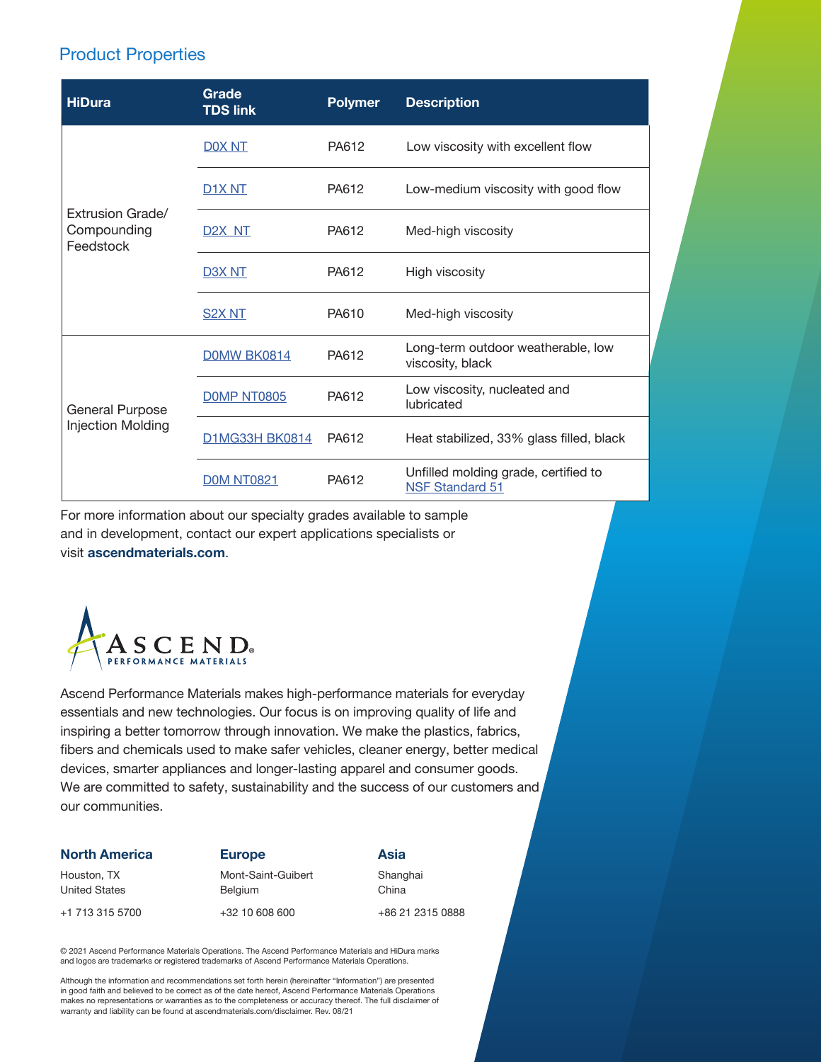## Product Properties

| HiDura | Grade TDS link | Polymer | Description |
|---|---|---|---|
| Extrusion Grade/ Compounding Feedstock | D0X NT | PA612 | Low viscosity with excellent flow |
| | D1X NT | PA612 | Low-medium viscosity with good flow |
| | D2X NT | PA612 | Med-high viscosity |
| | D3X NT | PA612 | High viscosity |
| | S2X NT | PA610 | Med-high viscosity |
| General Purpose Injection Molding | D0MW BK0814 | PA612 | Long-term outdoor weatherable, low viscosity, black |
| | D0MP NT0805 | PA612 | Low viscosity, nucleated and lubricated |
| | D1MG33H BK0814 | PA612 | Heat stabilized, 33% glass filled, black |
| | D0M NT0821 | PA612 | Unfilled molding grade, certified to NSF Standard 51 |

For more information about our specialty grades available to sample and in development, contact our expert applications specialists or visit **ascendmaterials.com**.

ASCEND® PERFORMANCE MATERIALS

Ascend Performance Materials makes high-performance materials for everyday essentials and new technologies. Our focus is on improving quality of life and inspiring a better tomorrow through innovation. We make the plastics, fabrics, fibers and chemicals used to make safer vehicles, cleaner energy, better medical devices, smarter appliances and longer-lasting apparel and consumer goods. We are committed to safety, sustainability and the success of our customers and our communities.

**North America**
Houston, TX
United States
+1 713 315 5700

**Europe**
Mont-Saint-Guibert
Belgium
+32 10 608 600

**Asia**
Shanghai
China
+86 21 2315 0888

© 2021 Ascend Performance Materials Operations. The Ascend Performance Materials and HiDura marks and logos are trademarks or registered trademarks of Ascend Performance Materials Operations.

Although the information and recommendations set forth herein (hereinafter "Information") are presented in good faith and believed to be correct as of the date hereof, Ascend Performance Materials Operations makes no representations or warranties as to the completeness or accuracy thereof. The full disclaimer of warranty and liability can be found at ascendmaterials.com/disclaimer. Rev. 08/21